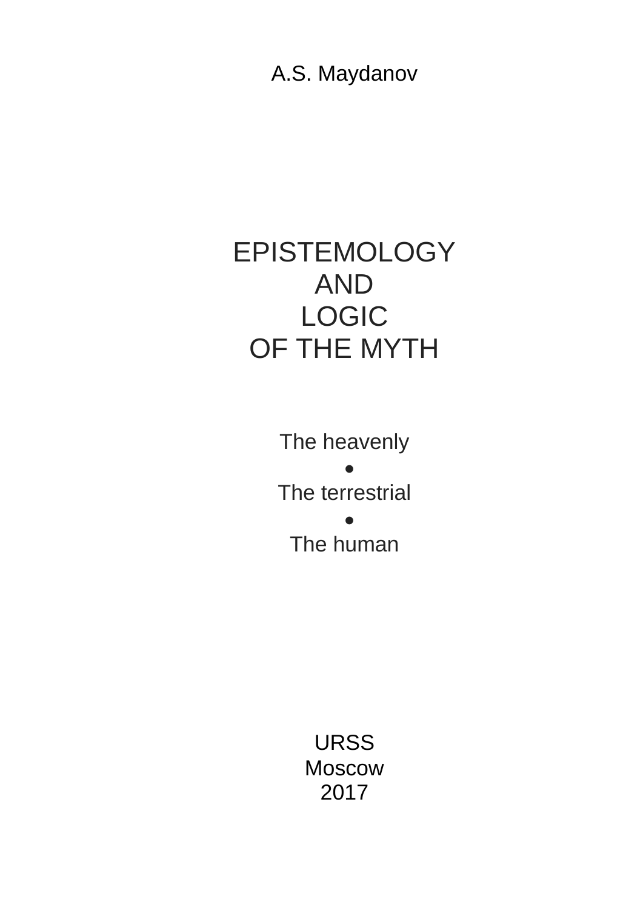A.S. Maydanov

# EPISTEMOLOGY AND LOGIC OF THE MYTH

The heavenly

●

The terrestrial

●

The human

URSS

Moscow

2017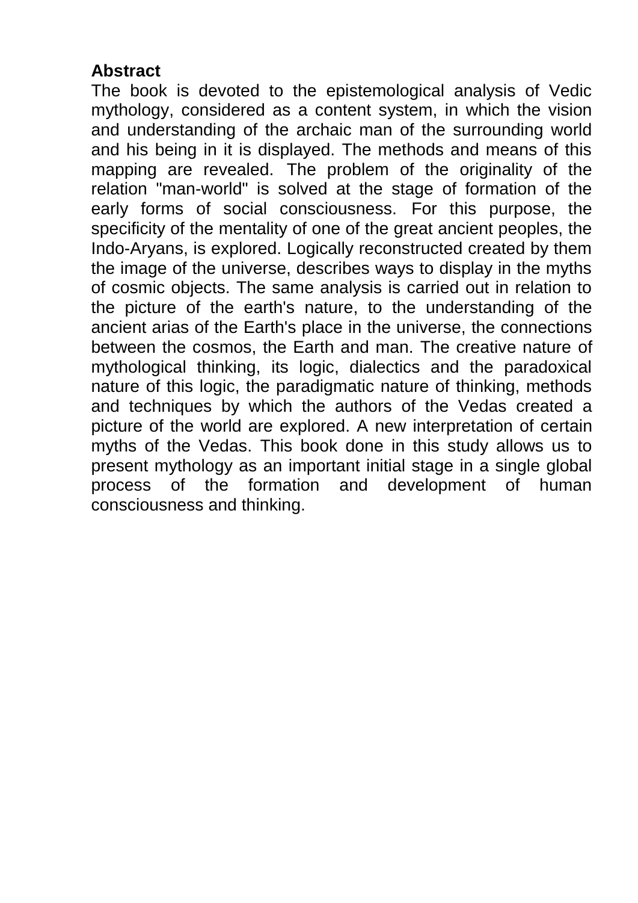**Abstract**

The book is devoted to the epistemological analysis of Vedic mythology, considered as a content system, in which the vision and understanding of the archaic man of the surrounding world and his being in it is displayed. The methods and means of this mapping are revealed. The problem of the originality of the relation "man-world" is solved at the stage of formation of the early forms of social consciousness. For this purpose, the specificity of the mentality of one of the great ancient peoples, the Indo-Aryans, is explored. Logically reconstructed created by them the image of the universe, describes ways to display in the myths of cosmic objects. The same analysis is carried out in relation to the picture of the earth's nature, to the understanding of the ancient arias of the Earth's place in the universe, the connections between the cosmos, the Earth and man. The creative nature of mythological thinking, its logic, dialectics and the paradoxical nature of this logic, the paradigmatic nature of thinking, methods and techniques by which the authors of the Vedas created a picture of the world are explored. A new interpretation of certain myths of the Vedas. This book done in this study allows us to present mythology as an important initial stage in a single global process of the formation and development of human consciousness and thinking.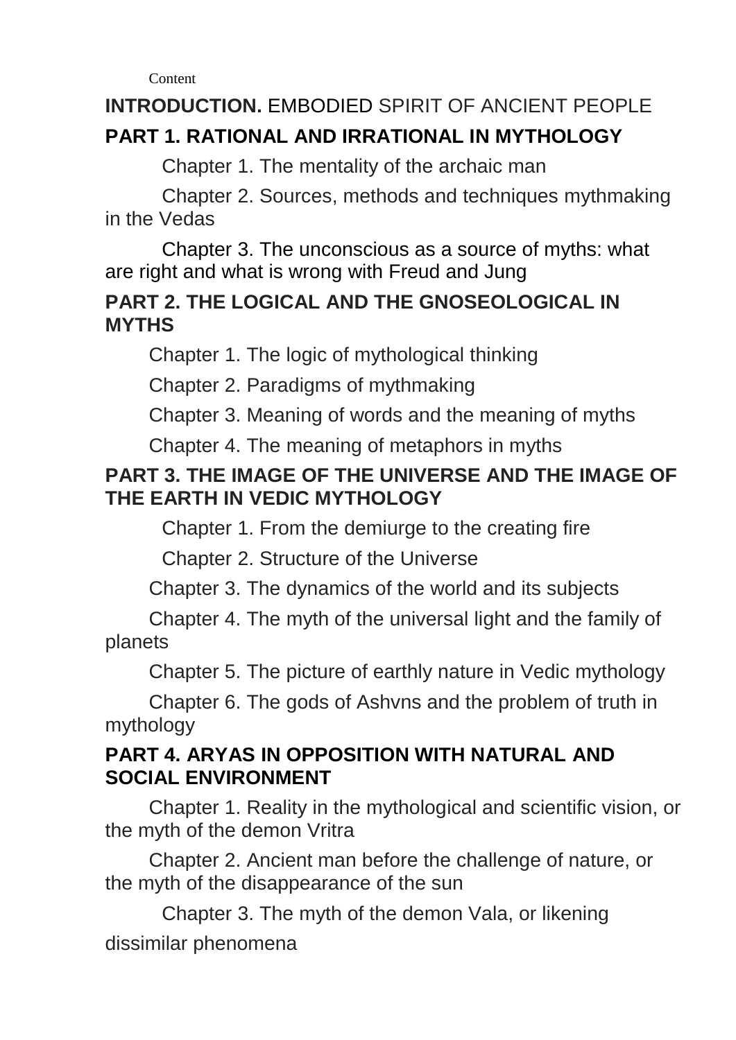Content

**INTRODUCTION.** EMBODIED SPIRIT OF ANCIENT PEOPLE

**PART 1. RATIONAL AND IRRATIONAL IN MYTHOLOGY**

Chapter 1. The mentality of the archaic man

Chapter 2. Sources, methods and techniques mythmaking in the Vedas

Chapter 3. The unconscious as a source of myths: what are right and what is wrong with Freud and Jung

**PART 2. THE LOGICAL AND THE GNOSEOLOGICAL IN MYTHS**

Chapter 1. The logic of mythological thinking

Chapter 2. Paradigms of mythmaking

Chapter 3. Meaning of words and the meaning of myths

Chapter 4. The meaning of metaphors in myths

**PART 3. THE IMAGE OF THE UNIVERSE AND THE IMAGE OF THE EARTH IN VEDIC MYTHOLOGY**

Chapter 1. From the demiurge to the creating fire

Chapter 2. Structure of the Universe

Chapter 3. The dynamics of the world and its subjects

Chapter 4. The myth of the universal light and the family of planets

Chapter 5. The picture of earthly nature in Vedic mythology

Chapter 6. The gods of Ashvns and the problem of truth in mythology

**PART 4. ARYAS IN OPPOSITION WITH NATURAL AND SOCIAL ENVIRONMENT**

Chapter 1. Reality in the mythological and scientific vision, or the myth of the demon Vritra

Chapter 2. Ancient man before the challenge of nature, or the myth of the disappearance of the sun

Chapter 3. The myth of the demon Vala, or likening dissimilar phenomena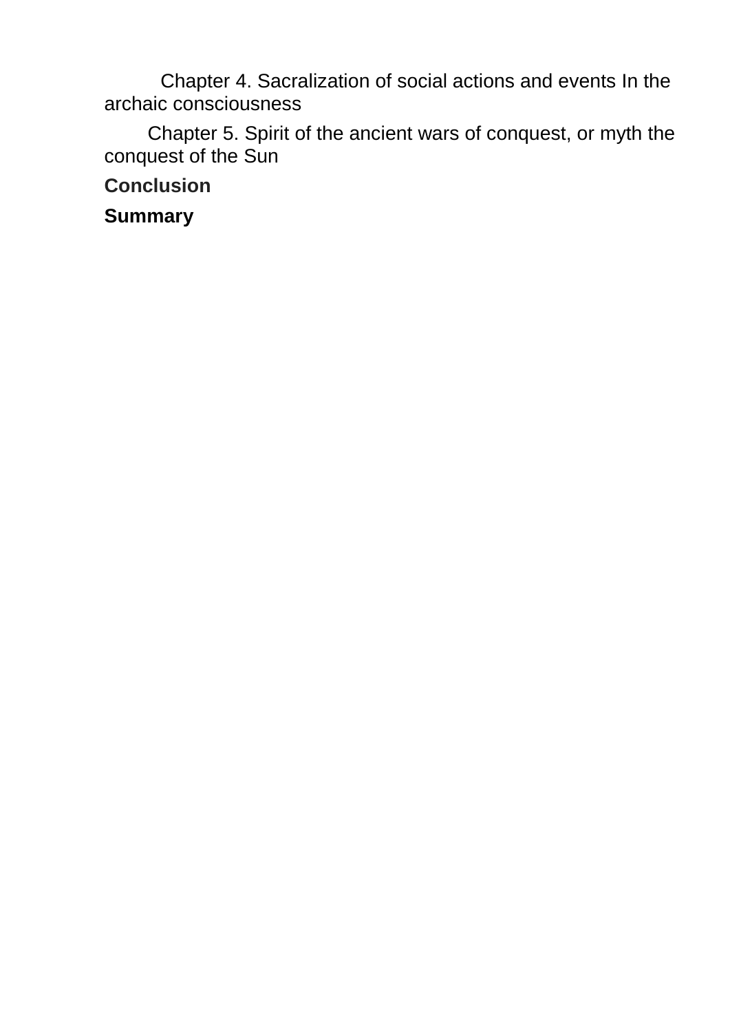Chapter 4. Sacralization of social actions and events In the archaic consciousness

Chapter 5. Spirit of the ancient wars of conquest, or myth the conquest of the Sun

**Conclusion**

**Summary**